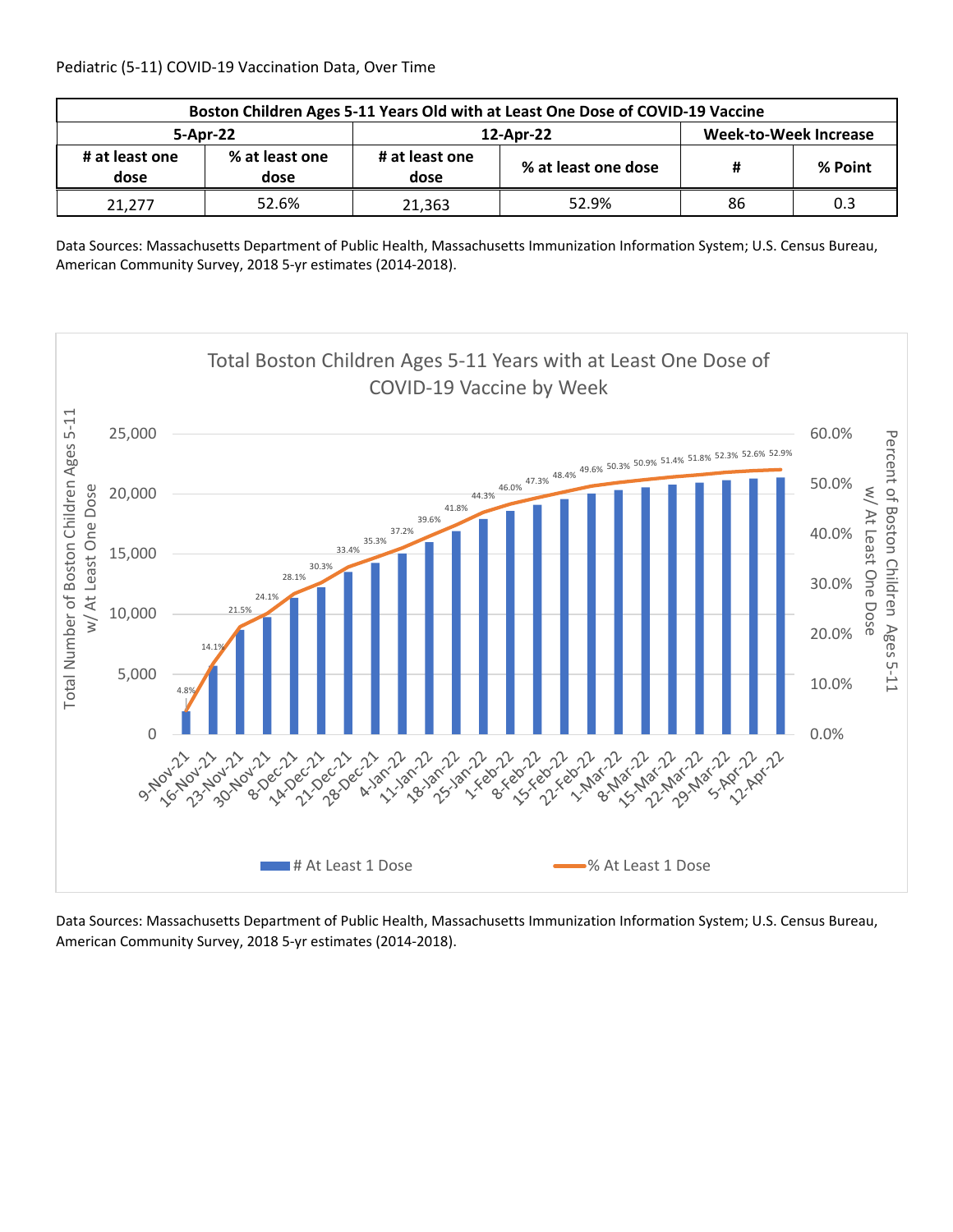Pediatric (5-11) COVID-19 Vaccination Data, Over Time

| Boston Children Ages 5-11 Years Old with at Least One Dose of COVID-19 Vaccine | | | | | |
|---|---|---|---|---|---|
| 5-Apr-22 | | 12-Apr-22 | | Week-to-Week Increase | |
| # at least one dose | % at least one dose | # at least one dose | % at least one dose | # | % Point |
| 21,277 | 52.6% | 21,363 | 52.9% | 86 | 0.3 |

Data Sources: Massachusetts Department of Public Health, Massachusetts Immunization Information System; U.S. Census Bureau, American Community Survey, 2018 5-yr estimates (2014-2018).

Total Boston Children Ages 5-11 Years with at Least One Dose of COVID-19 Vaccine by Week

| Week | % At Least 1 Dose |
|---|---|
| 9-Nov-21 | 4.8% |
| 16-Nov-21 | 14.1% |
| 23-Nov-21 | 21.5% |
| 30-Nov-21 | 24.1% |
| 8-Dec-21 | 28.1% |
| 14-Dec-21 | 30.3% |
| 21-Dec-21 | 33.4% |
| 28-Dec-21 | 35.3% |
| 4-Jan-22 | 37.2% |
| 11-Jan-22 | 39.6% |
| 18-Jan-22 | 41.8% |
| 25-Jan-22 | 44.3% |
| 1-Feb-22 | 46.0% |
| 8-Feb-22 | 47.3% |
| 15-Feb-22 | 48.4% |
| 22-Feb-22 | 49.6% |
| 1-Mar-22 | 50.3% |
| 8-Mar-22 | 50.9% |
| 15-Mar-22 | 51.4% |
| 22-Mar-22 | 51.8% |
| 29-Mar-22 | 52.3% |
| 5-Apr-22 | 52.6% |
| 12-Apr-22 | 52.9% |

Left axis: Total Number of Boston Children Ages 5-11 w/ At Least One Dose (0 – 25,000). Right axis: Percent of Boston Children Ages 5-11 w/ At Least One Dose (0.0% – 60.0%).

Legend: # At Least 1 Dose; % At Least 1 Dose

Data Sources: Massachusetts Department of Public Health, Massachusetts Immunization Information System; U.S. Census Bureau, American Community Survey, 2018 5-yr estimates (2014-2018).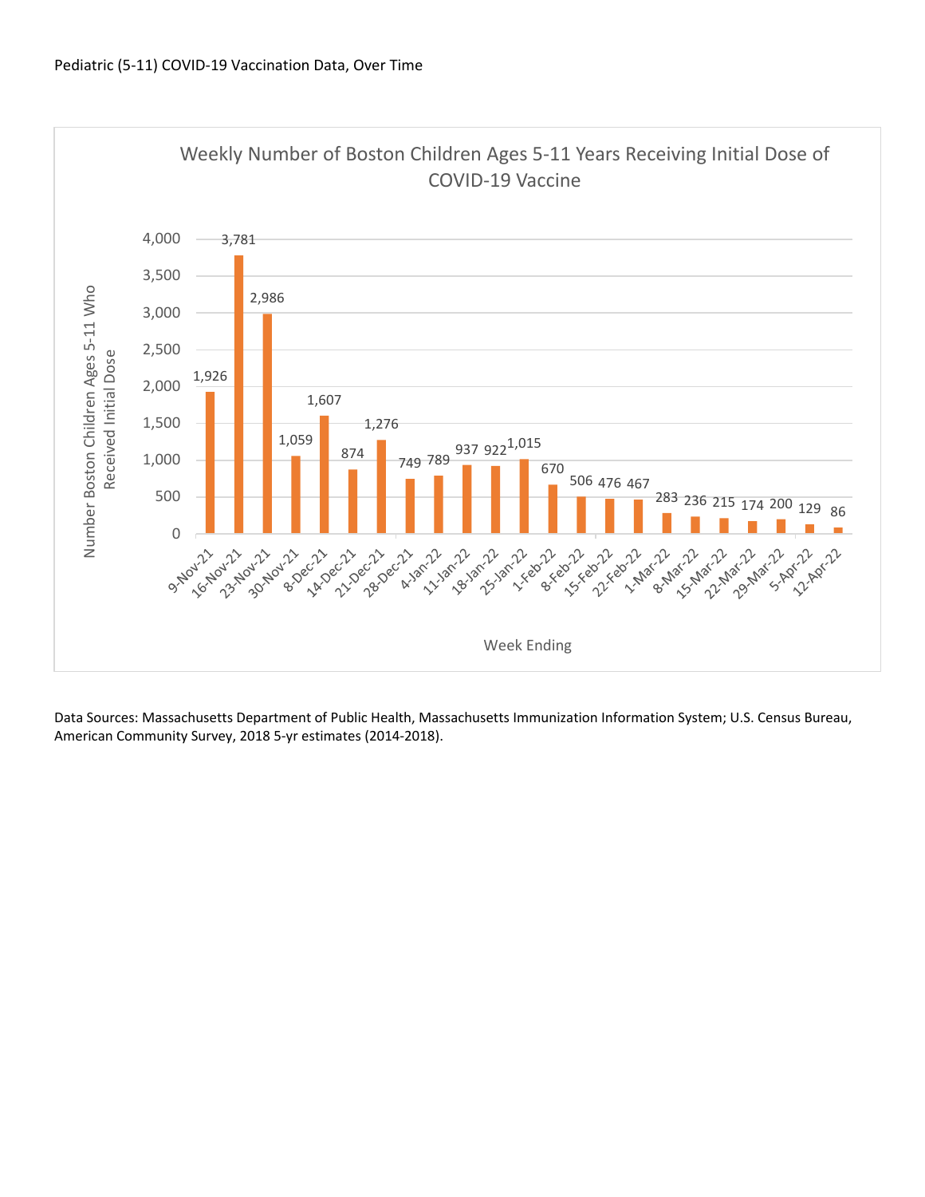Pediatric (5-11) COVID-19 Vaccination Data, Over Time

**Weekly Number of Boston Children Ages 5-11 Years Receiving Initial Dose of COVID-19 Vaccine**

| Week Ending | Number Boston Children Ages 5-11 Who Received Initial Dose |
|---|---|
| 9-Nov-21 | 1,926 |
| 16-Nov-21 | 3,781 |
| 23-Nov-21 | 2,986 |
| 30-Nov-21 | 1,059 |
| 8-Dec-21 | 1,607 |
| 14-Dec-21 | 874 |
| 21-Dec-21 | 1,276 |
| 28-Dec-21 | 749 |
| 4-Jan-22 | 789 |
| 11-Jan-22 | 937 |
| 18-Jan-22 | 922 |
| 25-Jan-22 | 1,015 |
| 1-Feb-22 | 670 |
| 8-Feb-22 | 506 |
| 15-Feb-22 | 476 |
| 22-Feb-22 | 467 |
| 1-Mar-22 | 283 |
| 8-Mar-22 | 236 |
| 15-Mar-22 | 215 |
| 22-Mar-22 | 174 |
| 29-Mar-22 | 200 |
| 5-Apr-22 | 129 |
| 12-Apr-22 | 86 |

Data Sources: Massachusetts Department of Public Health, Massachusetts Immunization Information System; U.S. Census Bureau, American Community Survey, 2018 5-yr estimates (2014-2018).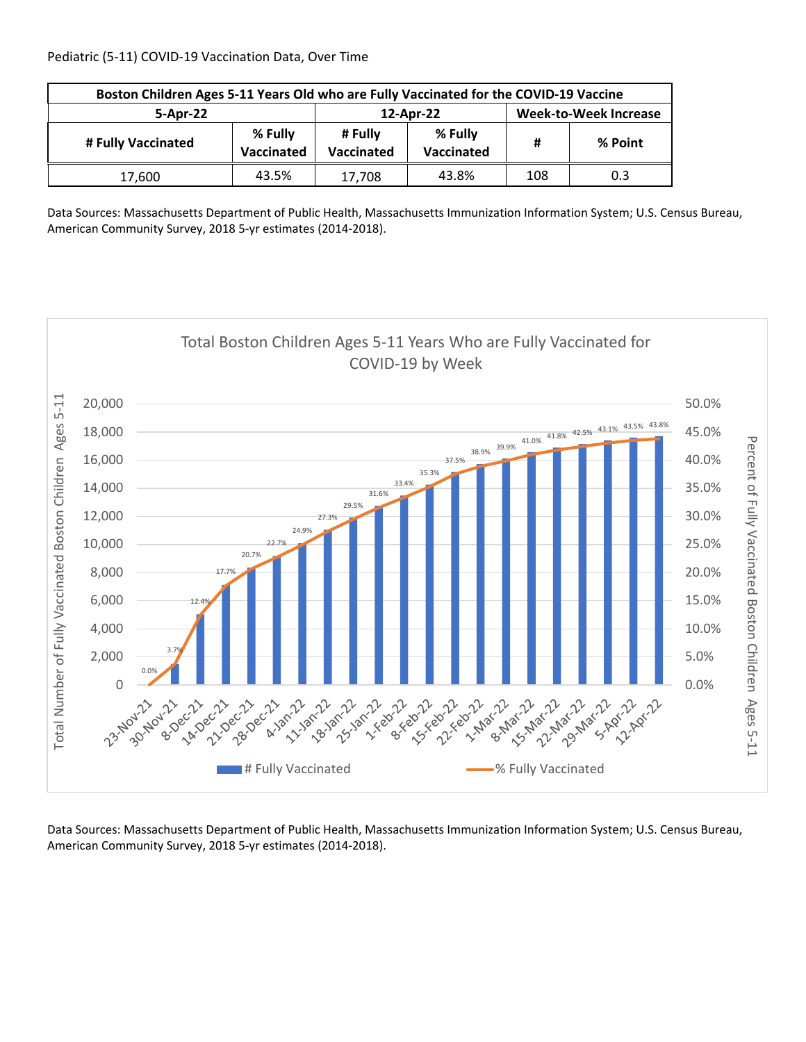Pediatric (5-11) COVID-19 Vaccination Data, Over Time

| Boston Children Ages 5-11 Years Old who are Fully Vaccinated for the COVID-19 Vaccine | | | | | |
|---|---|---|---|---|---|
| 5-Apr-22 | | 12-Apr-22 | | Week-to-Week Increase | |
| # Fully Vaccinated | % Fully Vaccinated | # Fully Vaccinated | % Fully Vaccinated | # | % Point |
| 17,600 | 43.5% | 17,708 | 43.8% | 108 | 0.3 |

Data Sources: Massachusetts Department of Public Health, Massachusetts Immunization Information System; U.S. Census Bureau, American Community Survey, 2018 5-yr estimates (2014-2018).

Total Boston Children Ages 5-11 Years Who are Fully Vaccinated for COVID-19 by Week

| Week | % Fully Vaccinated |
|---|---|
| 23-Nov-21 | 0.0% |
| 30-Nov-21 | 3.7% |
| 8-Dec-21 | 12.4% |
| 14-Dec-21 | 17.7% |
| 21-Dec-21 | 20.7% |
| 28-Dec-21 | 22.7% |
| 4-Jan-22 | 24.9% |
| 11-Jan-22 | 27.3% |
| 18-Jan-22 | 29.5% |
| 25-Jan-22 | 31.6% |
| 1-Feb-22 | 33.4% |
| 8-Feb-22 | 35.3% |
| 15-Feb-22 | 37.5% |
| 22-Feb-22 | 38.9% |
| 1-Mar-22 | 39.9% |
| 8-Mar-22 | 41.0% |
| 15-Mar-22 | 41.8% |
| 22-Mar-22 | 42.5% |
| 29-Mar-22 | 43.1% |
| 5-Apr-22 | 43.5% |
| 12-Apr-22 | 43.8% |

Data Sources: Massachusetts Department of Public Health, Massachusetts Immunization Information System; U.S. Census Bureau, American Community Survey, 2018 5-yr estimates (2014-2018).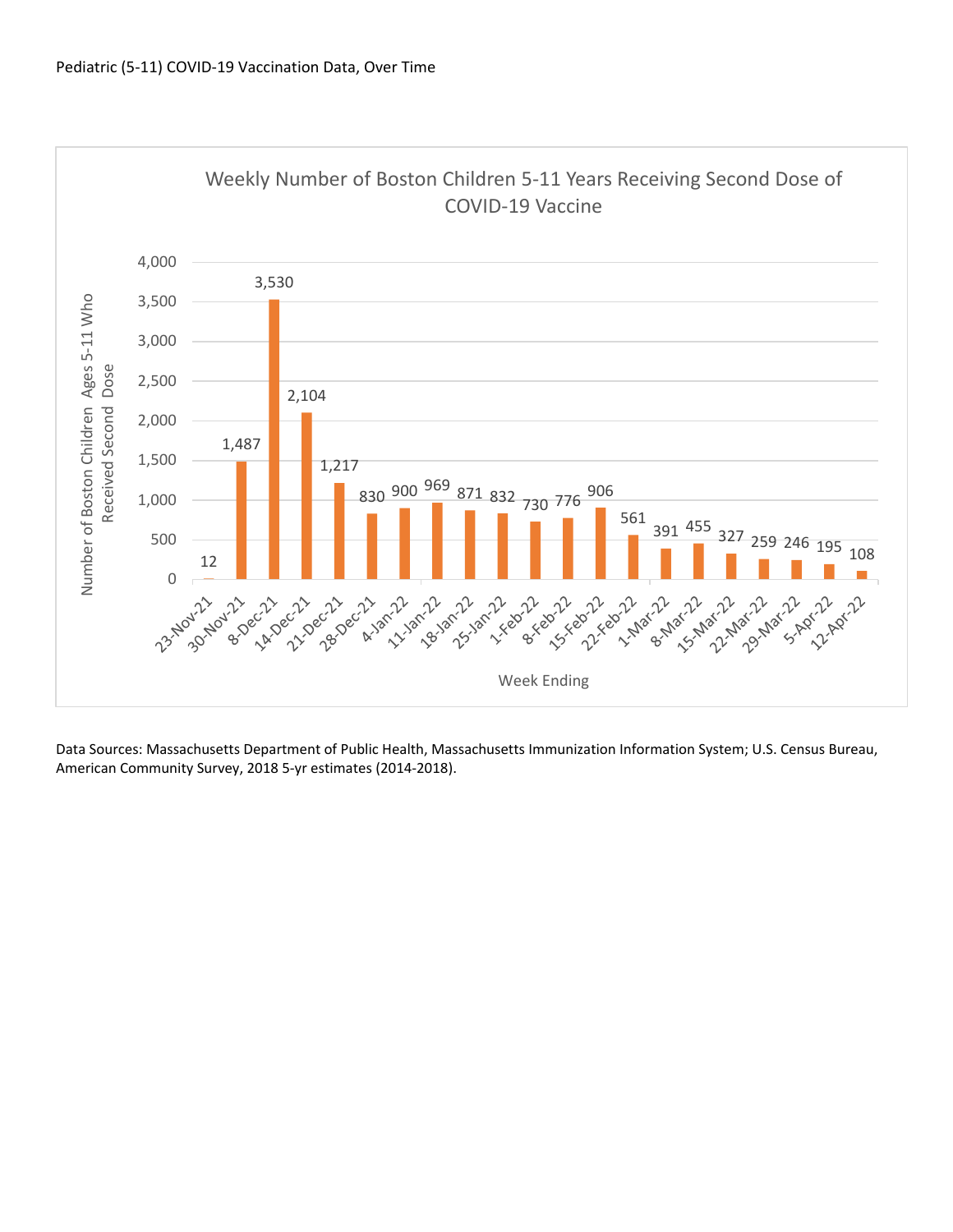Pediatric (5-11) COVID-19 Vaccination Data, Over Time

**Weekly Number of Boston Children 5-11 Years Receiving Second Dose of COVID-19 Vaccine**

| Week Ending | Number of Boston Children Ages 5-11 Who Received Second Dose |
|---|---|
| 23-Nov-21 | 12 |
| 30-Nov-21 | 1,487 |
| 8-Dec-21 | 3,530 |
| 14-Dec-21 | 2,104 |
| 21-Dec-21 | 1,217 |
| 28-Dec-21 | 830 |
| 4-Jan-22 | 900 |
| 11-Jan-22 | 969 |
| 18-Jan-22 | 871 |
| 25-Jan-22 | 832 |
| 1-Feb-22 | 730 |
| 8-Feb-22 | 776 |
| 15-Feb-22 | 906 |
| 22-Feb-22 | 561 |
| 1-Mar-22 | 391 |
| 8-Mar-22 | 455 |
| 15-Mar-22 | 327 |
| 22-Mar-22 | 259 |
| 29-Mar-22 | 246 |
| 5-Apr-22 | 195 |
| 12-Apr-22 | 108 |

Data Sources: Massachusetts Department of Public Health, Massachusetts Immunization Information System; U.S. Census Bureau, American Community Survey, 2018 5-yr estimates (2014-2018).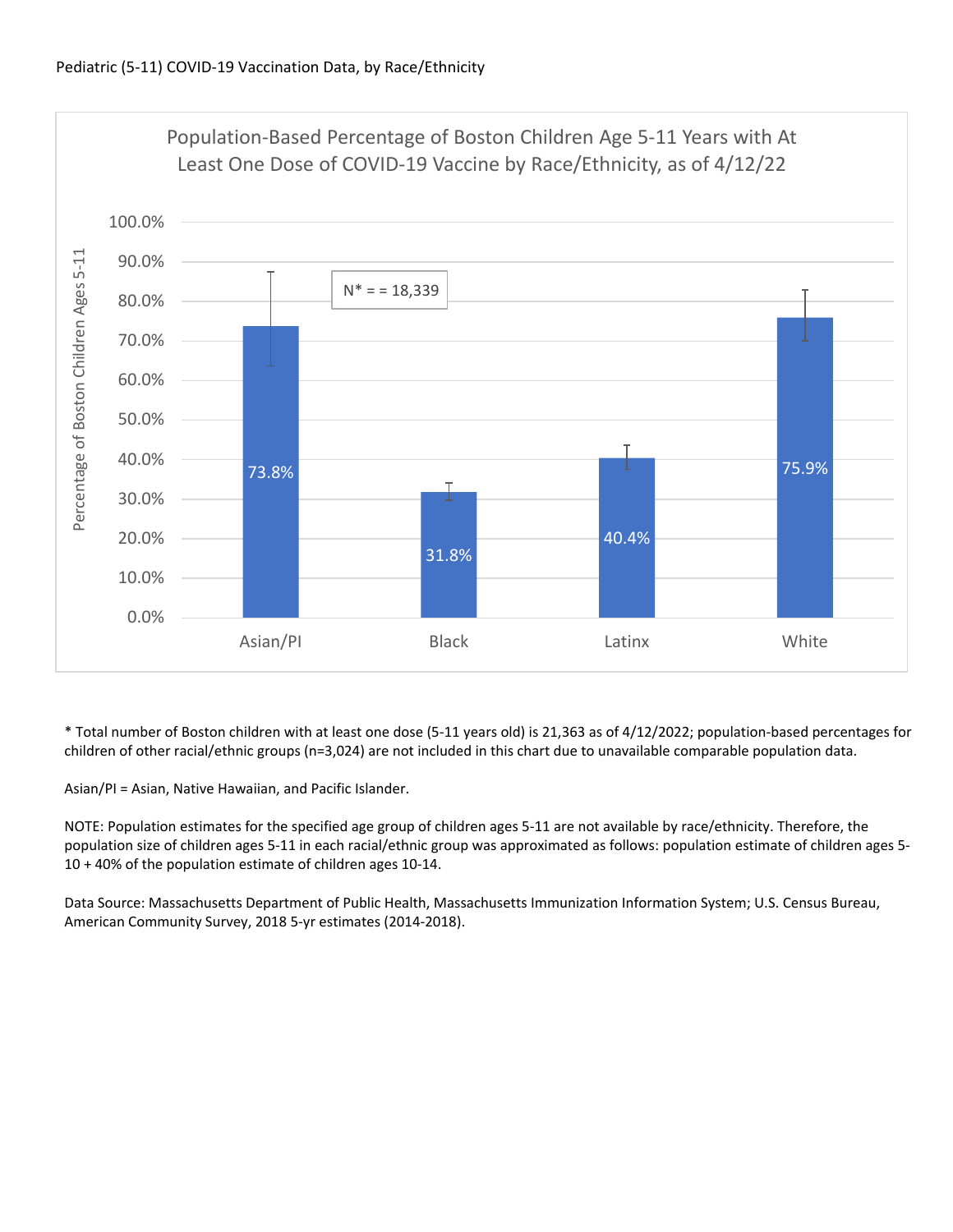Pediatric (5-11) COVID-19 Vaccination Data, by Race/Ethnicity

Population-Based Percentage of Boston Children Age 5-11 Years with At Least One Dose of COVID-19 Vaccine by Race/Ethnicity, as of 4/12/22

N* = = 18,339

| Race/Ethnicity | Percentage of Boston Children Ages 5-11 |
|---|---|
| Asian/PI | 73.8% |
| Black | 31.8% |
| Latinx | 40.4% |
| White | 75.9% |

* Total number of Boston children with at least one dose (5-11 years old) is 21,363 as of 4/12/2022; population-based percentages for children of other racial/ethnic groups (n=3,024) are not included in this chart due to unavailable comparable population data.

Asian/PI = Asian, Native Hawaiian, and Pacific Islander.

NOTE: Population estimates for the specified age group of children ages 5-11 are not available by race/ethnicity. Therefore, the population size of children ages 5-11 in each racial/ethnic group was approximated as follows: population estimate of children ages 5-10 + 40% of the population estimate of children ages 10-14.

Data Source: Massachusetts Department of Public Health, Massachusetts Immunization Information System; U.S. Census Bureau, American Community Survey, 2018 5-yr estimates (2014-2018).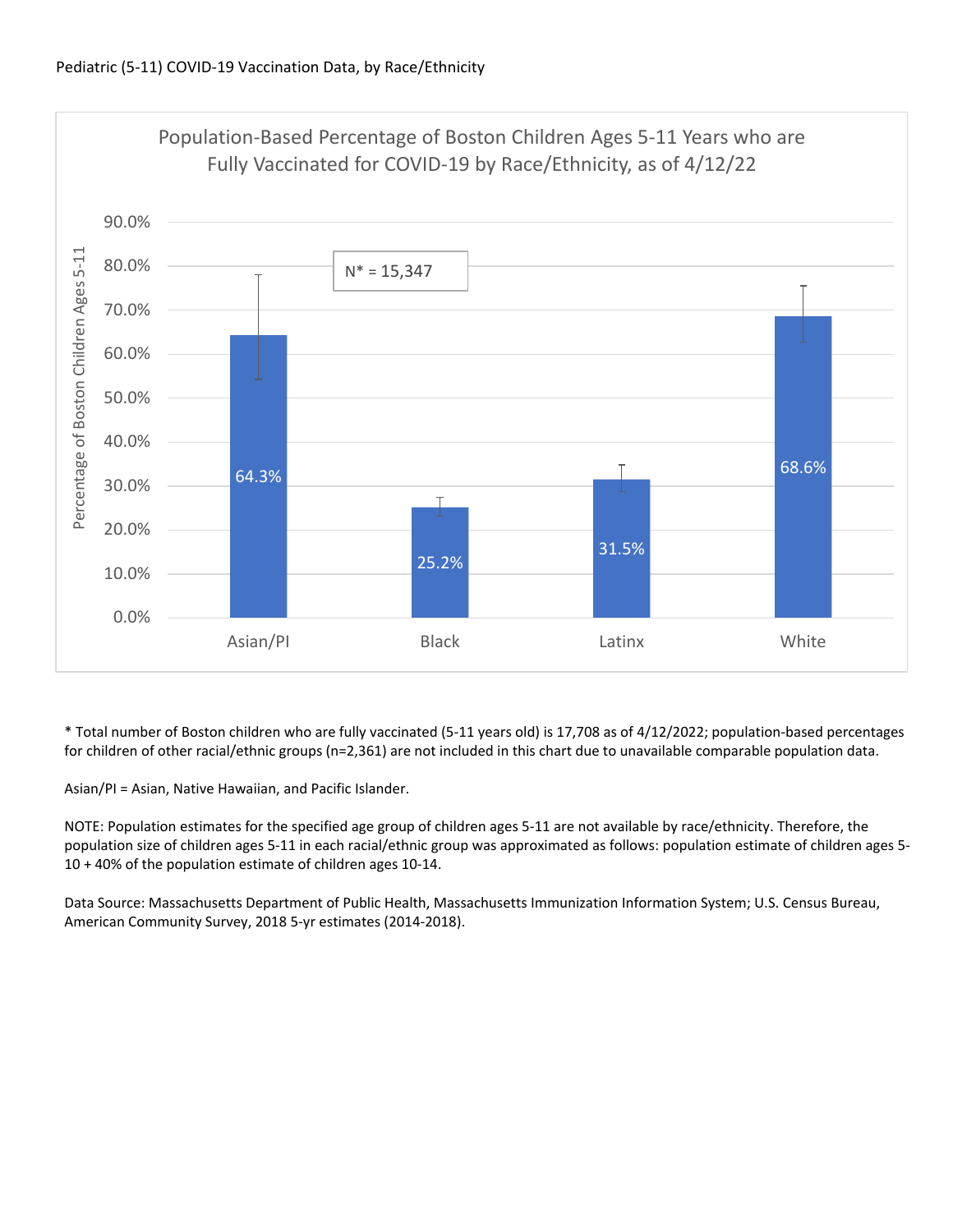Pediatric (5-11) COVID-19 Vaccination Data, by Race/Ethnicity

**Population-Based Percentage of Boston Children Ages 5-11 Years who are Fully Vaccinated for COVID-19 by Race/Ethnicity, as of 4/12/22**

N* = 15,347

| Race/Ethnicity | Percentage of Boston Children Ages 5-11 |
|---|---|
| Asian/PI | 64.3% |
| Black | 25.2% |
| Latinx | 31.5% |
| White | 68.6% |

* Total number of Boston children who are fully vaccinated (5-11 years old) is 17,708 as of 4/12/2022; population-based percentages for children of other racial/ethnic groups (n=2,361) are not included in this chart due to unavailable comparable population data.

Asian/PI = Asian, Native Hawaiian, and Pacific Islander.

NOTE: Population estimates for the specified age group of children ages 5-11 are not available by race/ethnicity. Therefore, the population size of children ages 5-11 in each racial/ethnic group was approximated as follows: population estimate of children ages 5-10 + 40% of the population estimate of children ages 10-14.

Data Source: Massachusetts Department of Public Health, Massachusetts Immunization Information System; U.S. Census Bureau, American Community Survey, 2018 5-yr estimates (2014-2018).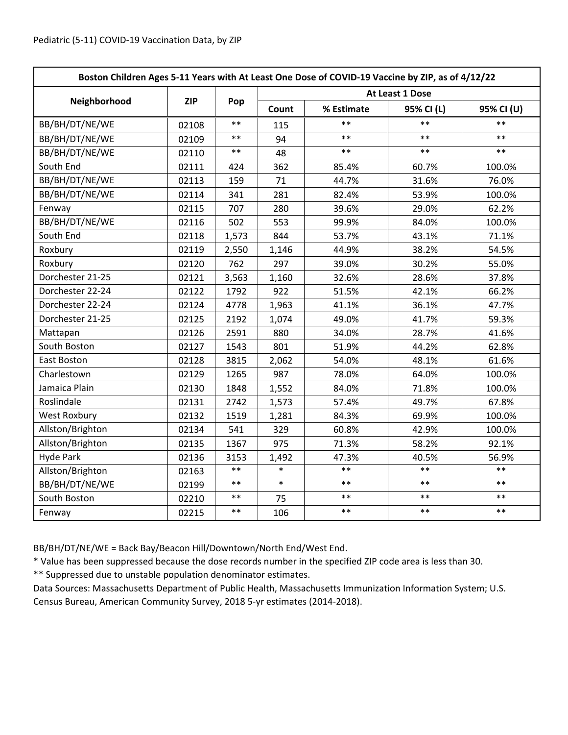Pediatric (5-11) COVID-19 Vaccination Data, by ZIP

| Boston Children Ages 5-11 Years with At Least One Dose of COVID-19 Vaccine by ZIP, as of 4/12/22 | | | | | | |
|---|---|---|---|---|---|---|
| Neighborhood | ZIP | Pop | At Least 1 Dose | | | |
| | | | Count | % Estimate | 95% CI (L) | 95% CI (U) |
| BB/BH/DT/NE/WE | 02108 | ** | 115 | ** | ** | ** |
| BB/BH/DT/NE/WE | 02109 | ** | 94 | ** | ** | ** |
| BB/BH/DT/NE/WE | 02110 | ** | 48 | ** | ** | ** |
| South End | 02111 | 424 | 362 | 85.4% | 60.7% | 100.0% |
| BB/BH/DT/NE/WE | 02113 | 159 | 71 | 44.7% | 31.6% | 76.0% |
| BB/BH/DT/NE/WE | 02114 | 341 | 281 | 82.4% | 53.9% | 100.0% |
| Fenway | 02115 | 707 | 280 | 39.6% | 29.0% | 62.2% |
| BB/BH/DT/NE/WE | 02116 | 502 | 553 | 99.9% | 84.0% | 100.0% |
| South End | 02118 | 1,573 | 844 | 53.7% | 43.1% | 71.1% |
| Roxbury | 02119 | 2,550 | 1,146 | 44.9% | 38.2% | 54.5% |
| Roxbury | 02120 | 762 | 297 | 39.0% | 30.2% | 55.0% |
| Dorchester 21-25 | 02121 | 3,563 | 1,160 | 32.6% | 28.6% | 37.8% |
| Dorchester 22-24 | 02122 | 1792 | 922 | 51.5% | 42.1% | 66.2% |
| Dorchester 22-24 | 02124 | 4778 | 1,963 | 41.1% | 36.1% | 47.7% |
| Dorchester 21-25 | 02125 | 2192 | 1,074 | 49.0% | 41.7% | 59.3% |
| Mattapan | 02126 | 2591 | 880 | 34.0% | 28.7% | 41.6% |
| South Boston | 02127 | 1543 | 801 | 51.9% | 44.2% | 62.8% |
| East Boston | 02128 | 3815 | 2,062 | 54.0% | 48.1% | 61.6% |
| Charlestown | 02129 | 1265 | 987 | 78.0% | 64.0% | 100.0% |
| Jamaica Plain | 02130 | 1848 | 1,552 | 84.0% | 71.8% | 100.0% |
| Roslindale | 02131 | 2742 | 1,573 | 57.4% | 49.7% | 67.8% |
| West Roxbury | 02132 | 1519 | 1,281 | 84.3% | 69.9% | 100.0% |
| Allston/Brighton | 02134 | 541 | 329 | 60.8% | 42.9% | 100.0% |
| Allston/Brighton | 02135 | 1367 | 975 | 71.3% | 58.2% | 92.1% |
| Hyde Park | 02136 | 3153 | 1,492 | 47.3% | 40.5% | 56.9% |
| Allston/Brighton | 02163 | ** | * | ** | ** | ** |
| BB/BH/DT/NE/WE | 02199 | ** | * | ** | ** | ** |
| South Boston | 02210 | ** | 75 | ** | ** | ** |
| Fenway | 02215 | ** | 106 | ** | ** | ** |

BB/BH/DT/NE/WE = Back Bay/Beacon Hill/Downtown/North End/West End.

* Value has been suppressed because the dose records number in the specified ZIP code area is less than 30.

** Suppressed due to unstable population denominator estimates.

Data Sources: Massachusetts Department of Public Health, Massachusetts Immunization Information System; U.S. Census Bureau, American Community Survey, 2018 5-yr estimates (2014-2018).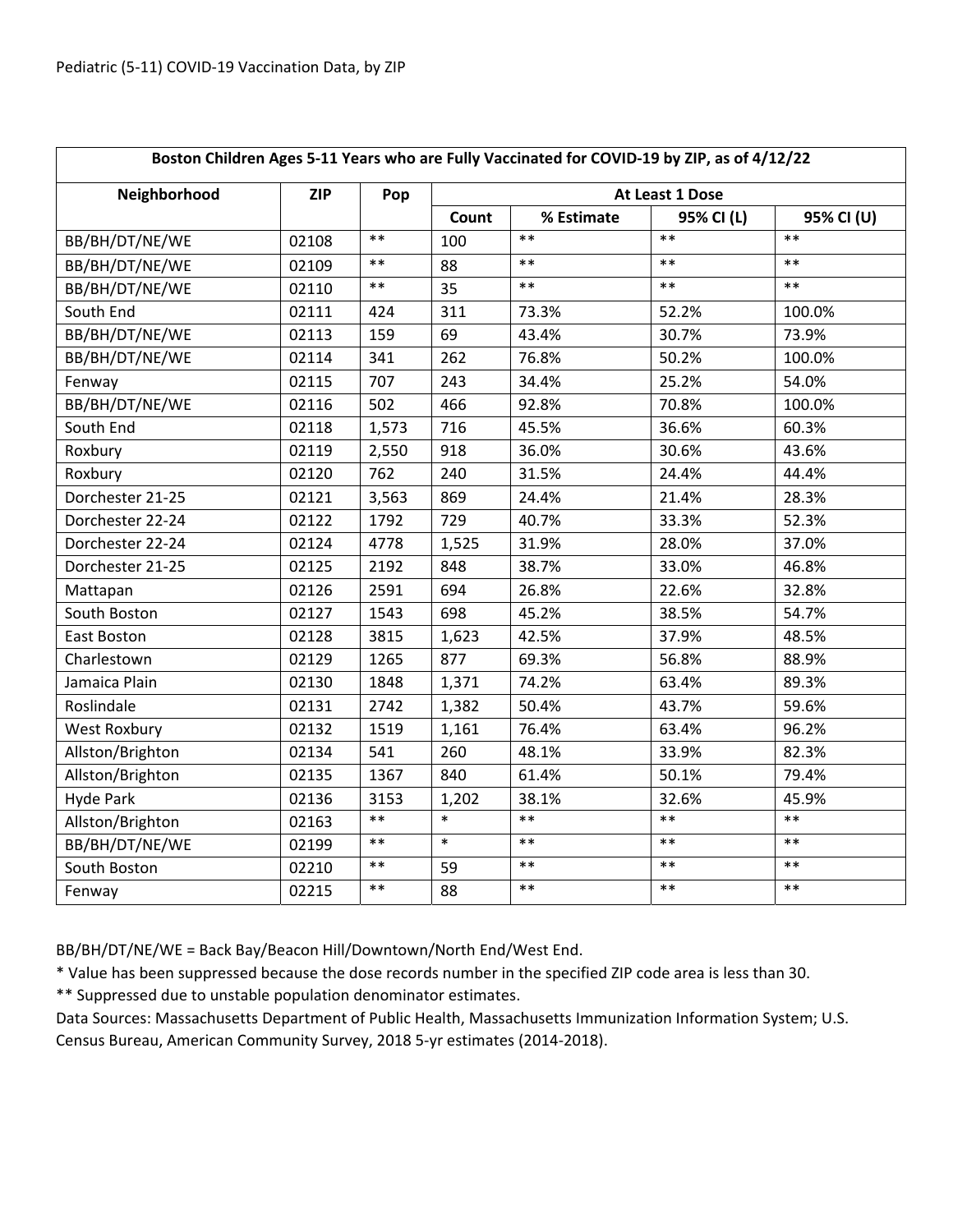Pediatric (5-11) COVID-19 Vaccination Data, by ZIP

| Boston Children Ages 5-11 Years who are Fully Vaccinated for COVID-19 by ZIP, as of 4/12/22 | | | | | | |
|---|---|---|---|---|---|---|
| Neighborhood | ZIP | Pop | At Least 1 Dose | | | |
| | | | Count | % Estimate | 95% CI (L) | 95% CI (U) |
| BB/BH/DT/NE/WE | 02108 | ** | 100 | ** | ** | ** |
| BB/BH/DT/NE/WE | 02109 | ** | 88 | ** | ** | ** |
| BB/BH/DT/NE/WE | 02110 | ** | 35 | ** | ** | ** |
| South End | 02111 | 424 | 311 | 73.3% | 52.2% | 100.0% |
| BB/BH/DT/NE/WE | 02113 | 159 | 69 | 43.4% | 30.7% | 73.9% |
| BB/BH/DT/NE/WE | 02114 | 341 | 262 | 76.8% | 50.2% | 100.0% |
| Fenway | 02115 | 707 | 243 | 34.4% | 25.2% | 54.0% |
| BB/BH/DT/NE/WE | 02116 | 502 | 466 | 92.8% | 70.8% | 100.0% |
| South End | 02118 | 1,573 | 716 | 45.5% | 36.6% | 60.3% |
| Roxbury | 02119 | 2,550 | 918 | 36.0% | 30.6% | 43.6% |
| Roxbury | 02120 | 762 | 240 | 31.5% | 24.4% | 44.4% |
| Dorchester 21-25 | 02121 | 3,563 | 869 | 24.4% | 21.4% | 28.3% |
| Dorchester 22-24 | 02122 | 1792 | 729 | 40.7% | 33.3% | 52.3% |
| Dorchester 22-24 | 02124 | 4778 | 1,525 | 31.9% | 28.0% | 37.0% |
| Dorchester 21-25 | 02125 | 2192 | 848 | 38.7% | 33.0% | 46.8% |
| Mattapan | 02126 | 2591 | 694 | 26.8% | 22.6% | 32.8% |
| South Boston | 02127 | 1543 | 698 | 45.2% | 38.5% | 54.7% |
| East Boston | 02128 | 3815 | 1,623 | 42.5% | 37.9% | 48.5% |
| Charlestown | 02129 | 1265 | 877 | 69.3% | 56.8% | 88.9% |
| Jamaica Plain | 02130 | 1848 | 1,371 | 74.2% | 63.4% | 89.3% |
| Roslindale | 02131 | 2742 | 1,382 | 50.4% | 43.7% | 59.6% |
| West Roxbury | 02132 | 1519 | 1,161 | 76.4% | 63.4% | 96.2% |
| Allston/Brighton | 02134 | 541 | 260 | 48.1% | 33.9% | 82.3% |
| Allston/Brighton | 02135 | 1367 | 840 | 61.4% | 50.1% | 79.4% |
| Hyde Park | 02136 | 3153 | 1,202 | 38.1% | 32.6% | 45.9% |
| Allston/Brighton | 02163 | ** | * | ** | ** | ** |
| BB/BH/DT/NE/WE | 02199 | ** | * | ** | ** | ** |
| South Boston | 02210 | ** | 59 | ** | ** | ** |
| Fenway | 02215 | ** | 88 | ** | ** | ** |

BB/BH/DT/NE/WE = Back Bay/Beacon Hill/Downtown/North End/West End.

* Value has been suppressed because the dose records number in the specified ZIP code area is less than 30.

** Suppressed due to unstable population denominator estimates.

Data Sources: Massachusetts Department of Public Health, Massachusetts Immunization Information System; U.S. Census Bureau, American Community Survey, 2018 5-yr estimates (2014-2018).